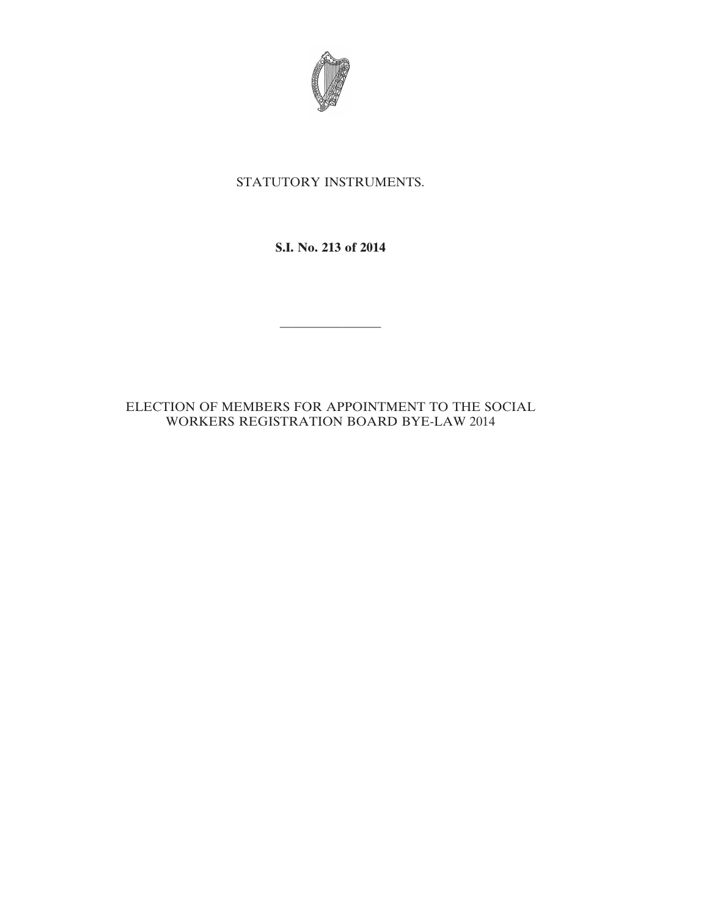STATUTORY INSTRUMENTS.

**S.I. No. 213 of 2014**

---

ELECTION OF MEMBERS FOR APPOINTMENT TO THE SOCIAL WORKERS REGISTRATION BOARD BYE-LAW 2014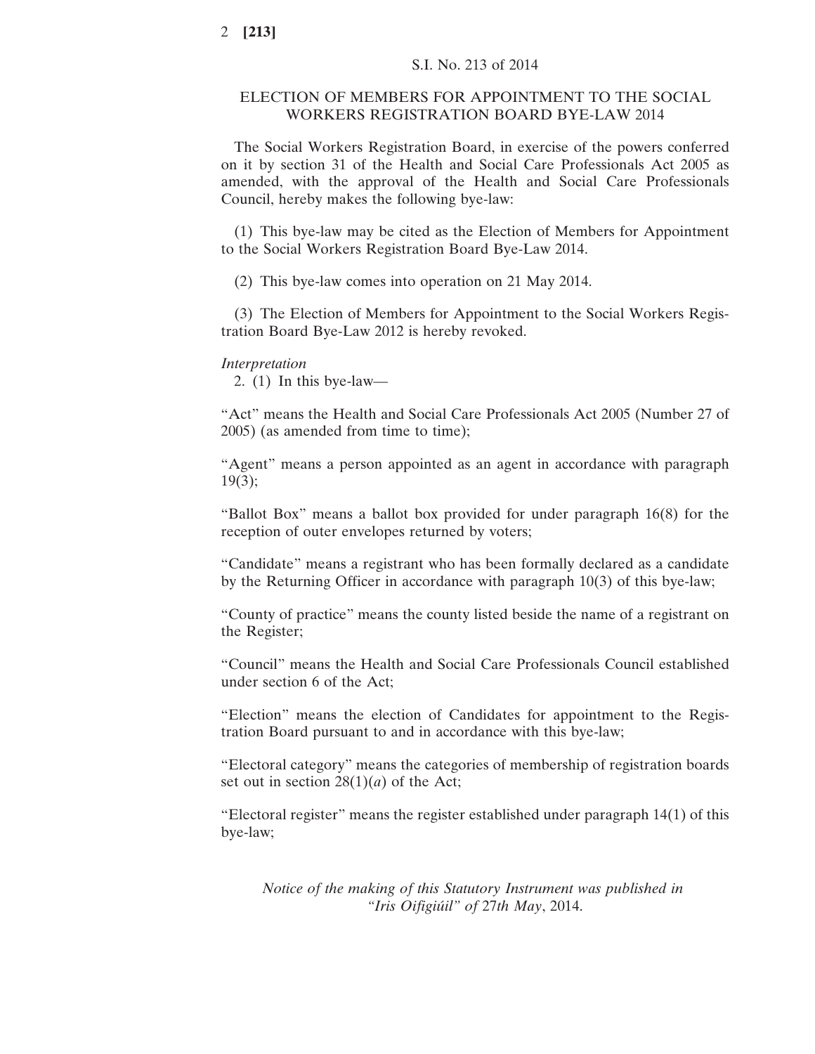S.I. No. 213 of 2014

# ELECTION OF MEMBERS FOR APPOINTMENT TO THE SOCIAL WORKERS REGISTRATION BOARD BYE-LAW 2014

The Social Workers Registration Board, in exercise of the powers conferred on it by section 31 of the Health and Social Care Professionals Act 2005 as amended, with the approval of the Health and Social Care Professionals Council, hereby makes the following bye-law:

(1) This bye-law may be cited as the Election of Members for Appointment to the Social Workers Registration Board Bye-Law 2014.

(2) This bye-law comes into operation on 21 May 2014.

(3) The Election of Members for Appointment to the Social Workers Registration Board Bye-Law 2012 is hereby revoked.

*Interpretation*

2. (1) In this bye-law—

"Act" means the Health and Social Care Professionals Act 2005 (Number 27 of 2005) (as amended from time to time);

"Agent" means a person appointed as an agent in accordance with paragraph 19(3);

"Ballot Box" means a ballot box provided for under paragraph 16(8) for the reception of outer envelopes returned by voters;

"Candidate" means a registrant who has been formally declared as a candidate by the Returning Officer in accordance with paragraph 10(3) of this bye-law;

"County of practice" means the county listed beside the name of a registrant on the Register;

"Council" means the Health and Social Care Professionals Council established under section 6 of the Act;

"Election" means the election of Candidates for appointment to the Registration Board pursuant to and in accordance with this bye-law;

"Electoral category" means the categories of membership of registration boards set out in section 28(1)(*a*) of the Act;

"Electoral register" means the register established under paragraph 14(1) of this bye-law;

*Notice of the making of this Statutory Instrument was published in "Iris Oifigiúil" of 27th May*, 2014.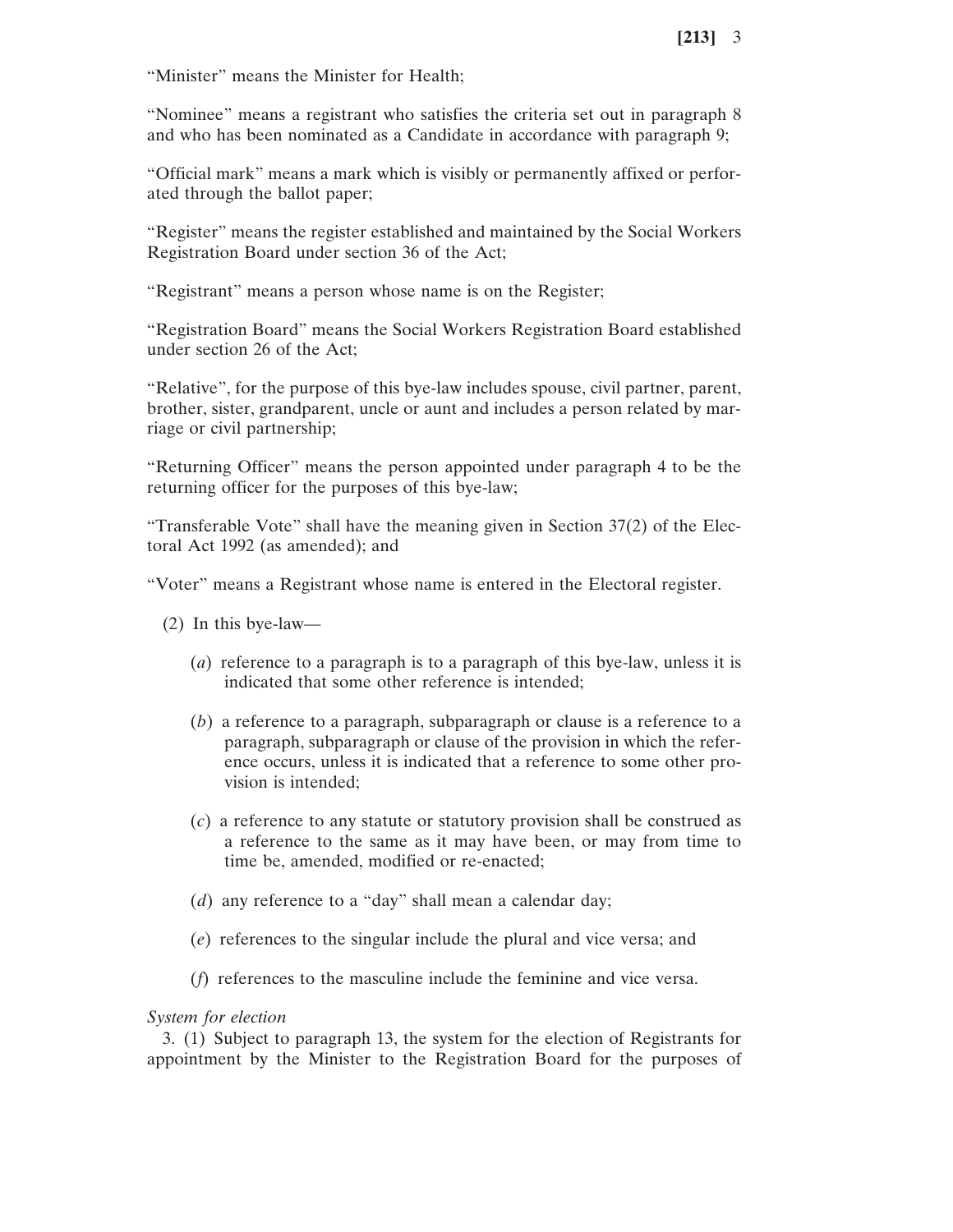"Minister" means the Minister for Health;

"Nominee" means a registrant who satisfies the criteria set out in paragraph 8 and who has been nominated as a Candidate in accordance with paragraph 9;

"Official mark" means a mark which is visibly or permanently affixed or perforated through the ballot paper;

"Register" means the register established and maintained by the Social Workers Registration Board under section 36 of the Act;

"Registrant" means a person whose name is on the Register;

"Registration Board" means the Social Workers Registration Board established under section 26 of the Act;

"Relative", for the purpose of this bye-law includes spouse, civil partner, parent, brother, sister, grandparent, uncle or aunt and includes a person related by marriage or civil partnership;

"Returning Officer" means the person appointed under paragraph 4 to be the returning officer for the purposes of this bye-law;

"Transferable Vote" shall have the meaning given in Section 37(2) of the Electoral Act 1992 (as amended); and

"Voter" means a Registrant whose name is entered in the Electoral register.

(2) In this bye-law—

(*a*) reference to a paragraph is to a paragraph of this bye-law, unless it is indicated that some other reference is intended;

(*b*) a reference to a paragraph, subparagraph or clause is a reference to a paragraph, subparagraph or clause of the provision in which the reference occurs, unless it is indicated that a reference to some other provision is intended;

(*c*) a reference to any statute or statutory provision shall be construed as a reference to the same as it may have been, or may from time to time be, amended, modified or re-enacted;

(*d*) any reference to a "day" shall mean a calendar day;

(*e*) references to the singular include the plural and vice versa; and

(*f*) references to the masculine include the feminine and vice versa.

*System for election*

3. (1) Subject to paragraph 13, the system for the election of Registrants for appointment by the Minister to the Registration Board for the purposes of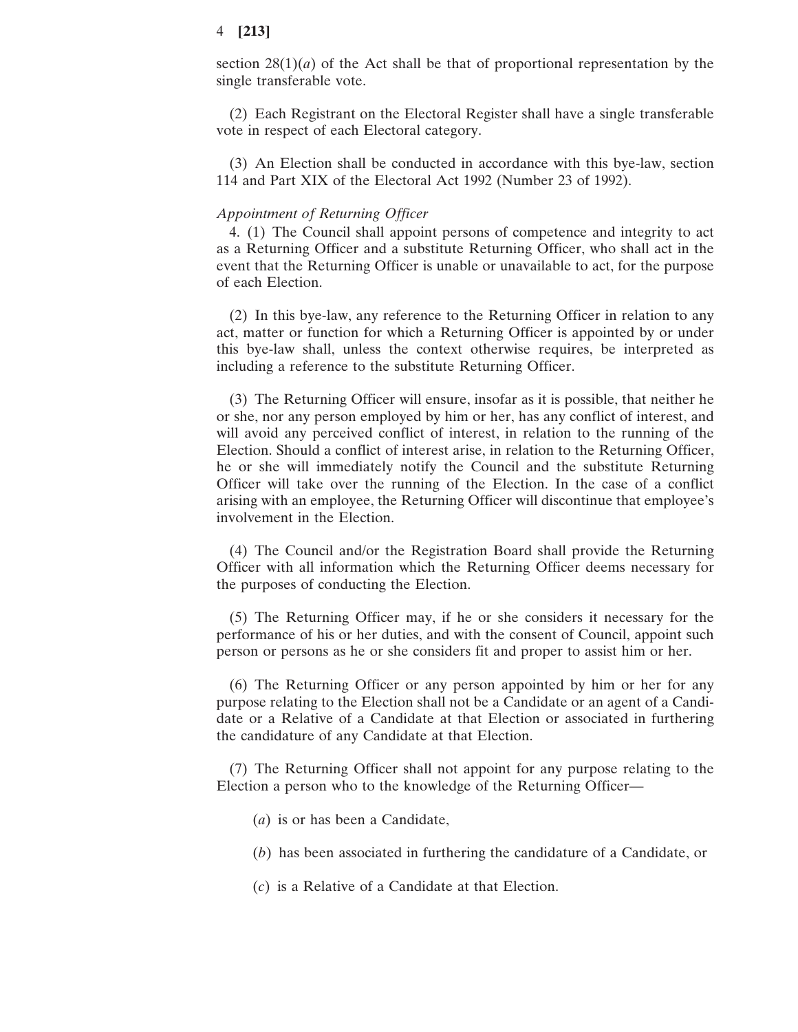section 28(1)(*a*) of the Act shall be that of proportional representation by the single transferable vote.

(2) Each Registrant on the Electoral Register shall have a single transferable vote in respect of each Electoral category.

(3) An Election shall be conducted in accordance with this bye-law, section 114 and Part XIX of the Electoral Act 1992 (Number 23 of 1992).

*Appointment of Returning Officer*

4. (1) The Council shall appoint persons of competence and integrity to act as a Returning Officer and a substitute Returning Officer, who shall act in the event that the Returning Officer is unable or unavailable to act, for the purpose of each Election.

(2) In this bye-law, any reference to the Returning Officer in relation to any act, matter or function for which a Returning Officer is appointed by or under this bye-law shall, unless the context otherwise requires, be interpreted as including a reference to the substitute Returning Officer.

(3) The Returning Officer will ensure, insofar as it is possible, that neither he or she, nor any person employed by him or her, has any conflict of interest, and will avoid any perceived conflict of interest, in relation to the running of the Election. Should a conflict of interest arise, in relation to the Returning Officer, he or she will immediately notify the Council and the substitute Returning Officer will take over the running of the Election. In the case of a conflict arising with an employee, the Returning Officer will discontinue that employee's involvement in the Election.

(4) The Council and/or the Registration Board shall provide the Returning Officer with all information which the Returning Officer deems necessary for the purposes of conducting the Election.

(5) The Returning Officer may, if he or she considers it necessary for the performance of his or her duties, and with the consent of Council, appoint such person or persons as he or she considers fit and proper to assist him or her.

(6) The Returning Officer or any person appointed by him or her for any purpose relating to the Election shall not be a Candidate or an agent of a Candidate or a Relative of a Candidate at that Election or associated in furthering the candidature of any Candidate at that Election.

(7) The Returning Officer shall not appoint for any purpose relating to the Election a person who to the knowledge of the Returning Officer—

(*a*) is or has been a Candidate,

(*b*) has been associated in furthering the candidature of a Candidate, or

(*c*) is a Relative of a Candidate at that Election.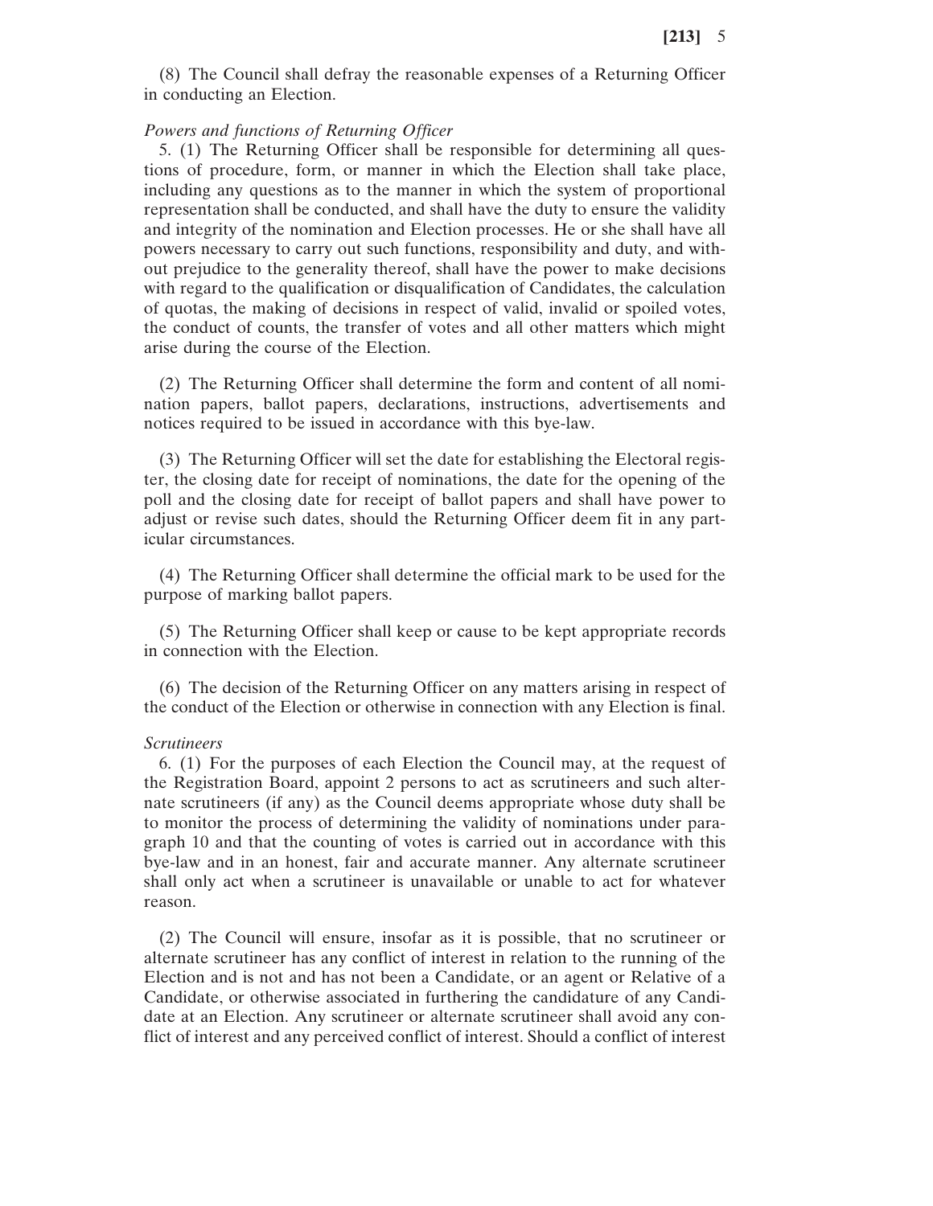(8) The Council shall defray the reasonable expenses of a Returning Officer in conducting an Election.

*Powers and functions of Returning Officer*

5. (1) The Returning Officer shall be responsible for determining all questions of procedure, form, or manner in which the Election shall take place, including any questions as to the manner in which the system of proportional representation shall be conducted, and shall have the duty to ensure the validity and integrity of the nomination and Election processes. He or she shall have all powers necessary to carry out such functions, responsibility and duty, and without prejudice to the generality thereof, shall have the power to make decisions with regard to the qualification or disqualification of Candidates, the calculation of quotas, the making of decisions in respect of valid, invalid or spoiled votes, the conduct of counts, the transfer of votes and all other matters which might arise during the course of the Election.

(2) The Returning Officer shall determine the form and content of all nomination papers, ballot papers, declarations, instructions, advertisements and notices required to be issued in accordance with this bye-law.

(3) The Returning Officer will set the date for establishing the Electoral register, the closing date for receipt of nominations, the date for the opening of the poll and the closing date for receipt of ballot papers and shall have power to adjust or revise such dates, should the Returning Officer deem fit in any particular circumstances.

(4) The Returning Officer shall determine the official mark to be used for the purpose of marking ballot papers.

(5) The Returning Officer shall keep or cause to be kept appropriate records in connection with the Election.

(6) The decision of the Returning Officer on any matters arising in respect of the conduct of the Election or otherwise in connection with any Election is final.

*Scrutineers*

6. (1) For the purposes of each Election the Council may, at the request of the Registration Board, appoint 2 persons to act as scrutineers and such alternate scrutineers (if any) as the Council deems appropriate whose duty shall be to monitor the process of determining the validity of nominations under paragraph 10 and that the counting of votes is carried out in accordance with this bye-law and in an honest, fair and accurate manner. Any alternate scrutineer shall only act when a scrutineer is unavailable or unable to act for whatever reason.

(2) The Council will ensure, insofar as it is possible, that no scrutineer or alternate scrutineer has any conflict of interest in relation to the running of the Election and is not and has not been a Candidate, or an agent or Relative of a Candidate, or otherwise associated in furthering the candidature of any Candidate at an Election. Any scrutineer or alternate scrutineer shall avoid any conflict of interest and any perceived conflict of interest. Should a conflict of interest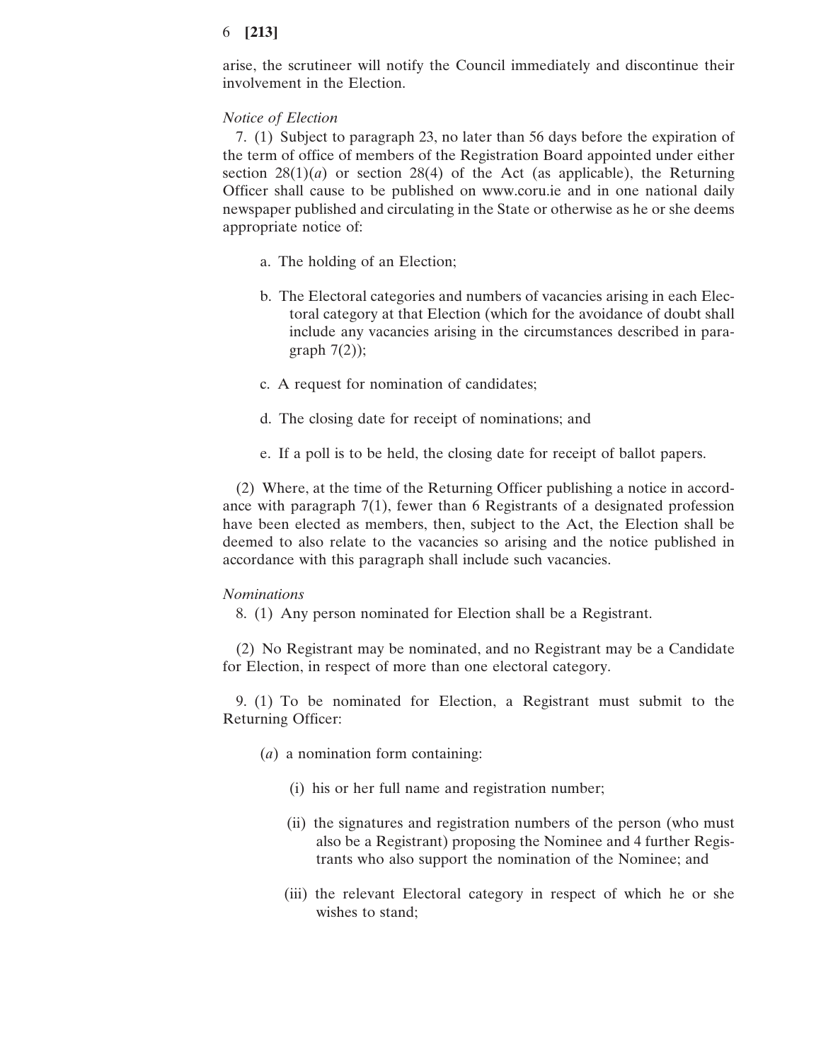arise, the scrutineer will notify the Council immediately and discontinue their involvement in the Election.

*Notice of Election*

7. (1) Subject to paragraph 23, no later than 56 days before the expiration of the term of office of members of the Registration Board appointed under either section 28(1)(*a*) or section 28(4) of the Act (as applicable), the Returning Officer shall cause to be published on www.coru.ie and in one national daily newspaper published and circulating in the State or otherwise as he or she deems appropriate notice of:

a. The holding of an Election;

b. The Electoral categories and numbers of vacancies arising in each Electoral category at that Election (which for the avoidance of doubt shall include any vacancies arising in the circumstances described in paragraph 7(2));

c. A request for nomination of candidates;

d. The closing date for receipt of nominations; and

e. If a poll is to be held, the closing date for receipt of ballot papers.

(2) Where, at the time of the Returning Officer publishing a notice in accordance with paragraph 7(1), fewer than 6 Registrants of a designated profession have been elected as members, then, subject to the Act, the Election shall be deemed to also relate to the vacancies so arising and the notice published in accordance with this paragraph shall include such vacancies.

*Nominations*

8. (1) Any person nominated for Election shall be a Registrant.

(2) No Registrant may be nominated, and no Registrant may be a Candidate for Election, in respect of more than one electoral category.

9. (1) To be nominated for Election, a Registrant must submit to the Returning Officer:

(*a*) a nomination form containing:

(i) his or her full name and registration number;

(ii) the signatures and registration numbers of the person (who must also be a Registrant) proposing the Nominee and 4 further Registrants who also support the nomination of the Nominee; and

(iii) the relevant Electoral category in respect of which he or she wishes to stand;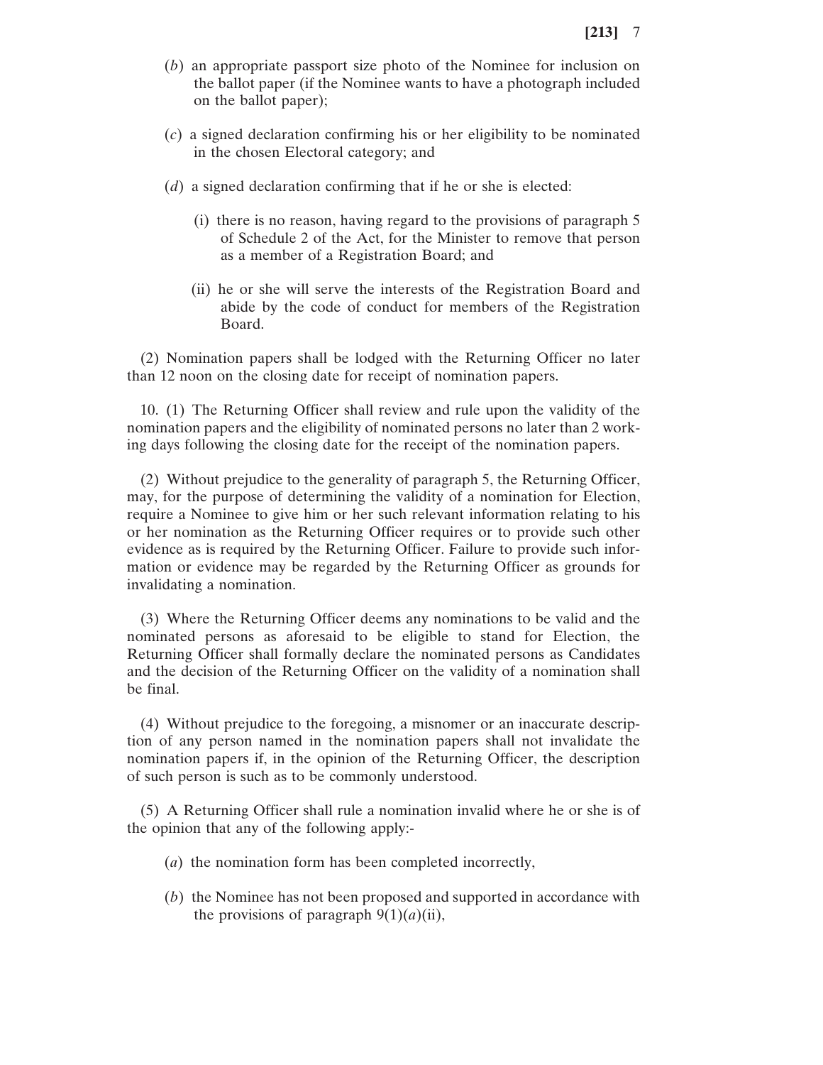(*b*) an appropriate passport size photo of the Nominee for inclusion on the ballot paper (if the Nominee wants to have a photograph included on the ballot paper);

(*c*) a signed declaration confirming his or her eligibility to be nominated in the chosen Electoral category; and

(*d*) a signed declaration confirming that if he or she is elected:

(i) there is no reason, having regard to the provisions of paragraph 5 of Schedule 2 of the Act, for the Minister to remove that person as a member of a Registration Board; and

(ii) he or she will serve the interests of the Registration Board and abide by the code of conduct for members of the Registration Board.

(2) Nomination papers shall be lodged with the Returning Officer no later than 12 noon on the closing date for receipt of nomination papers.

10. (1) The Returning Officer shall review and rule upon the validity of the nomination papers and the eligibility of nominated persons no later than 2 working days following the closing date for the receipt of the nomination papers.

(2) Without prejudice to the generality of paragraph 5, the Returning Officer, may, for the purpose of determining the validity of a nomination for Election, require a Nominee to give him or her such relevant information relating to his or her nomination as the Returning Officer requires or to provide such other evidence as is required by the Returning Officer. Failure to provide such information or evidence may be regarded by the Returning Officer as grounds for invalidating a nomination.

(3) Where the Returning Officer deems any nominations to be valid and the nominated persons as aforesaid to be eligible to stand for Election, the Returning Officer shall formally declare the nominated persons as Candidates and the decision of the Returning Officer on the validity of a nomination shall be final.

(4) Without prejudice to the foregoing, a misnomer or an inaccurate description of any person named in the nomination papers shall not invalidate the nomination papers if, in the opinion of the Returning Officer, the description of such person is such as to be commonly understood.

(5) A Returning Officer shall rule a nomination invalid where he or she is of the opinion that any of the following apply:-

(*a*) the nomination form has been completed incorrectly,

(*b*) the Nominee has not been proposed and supported in accordance with the provisions of paragraph 9(1)(*a*)(ii),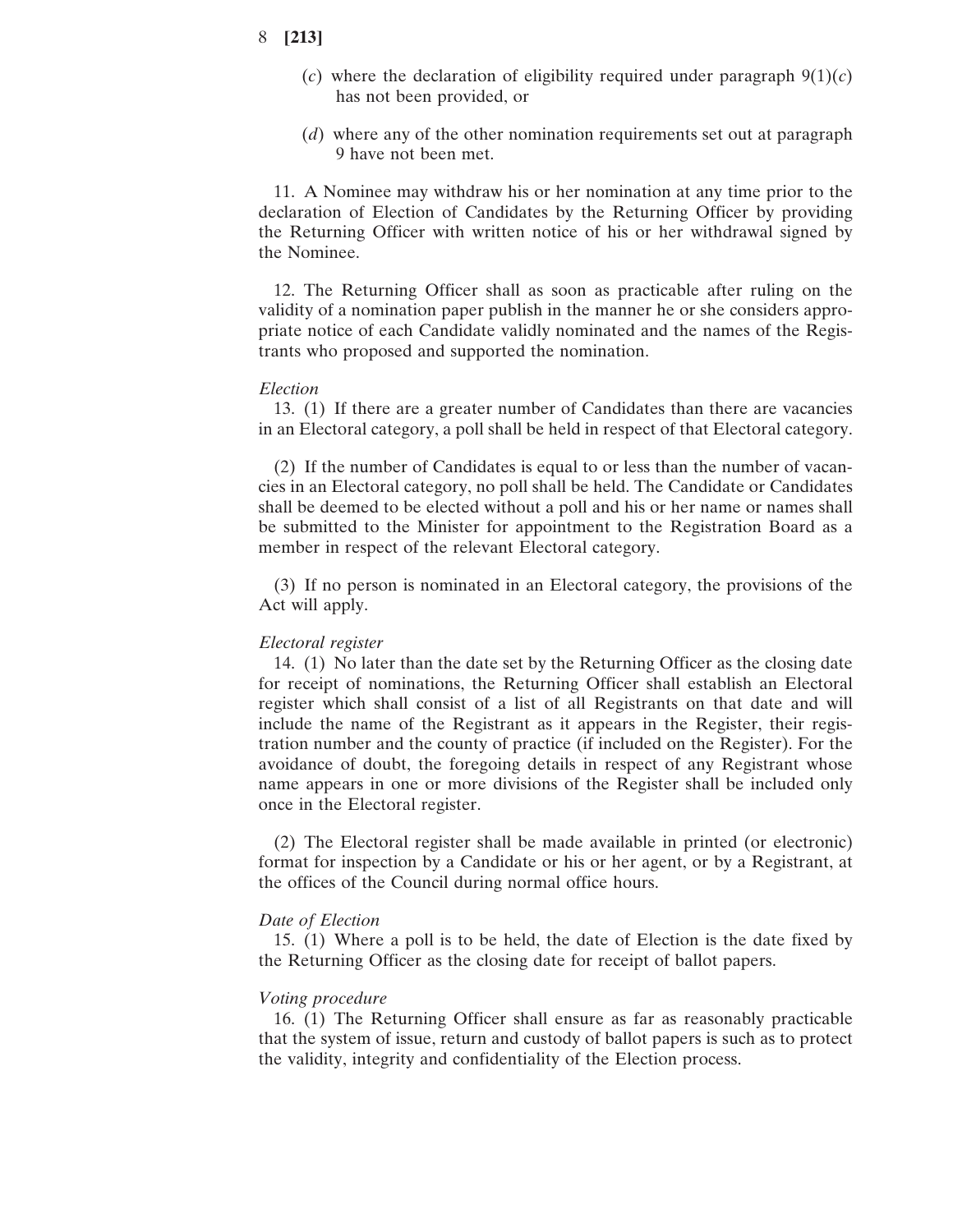(*c*) where the declaration of eligibility required under paragraph 9(1)(*c*) has not been provided, or

(*d*) where any of the other nomination requirements set out at paragraph 9 have not been met.

11. A Nominee may withdraw his or her nomination at any time prior to the declaration of Election of Candidates by the Returning Officer by providing the Returning Officer with written notice of his or her withdrawal signed by the Nominee.

12. The Returning Officer shall as soon as practicable after ruling on the validity of a nomination paper publish in the manner he or she considers appropriate notice of each Candidate validly nominated and the names of the Registrants who proposed and supported the nomination.

*Election*

13. (1) If there are a greater number of Candidates than there are vacancies in an Electoral category, a poll shall be held in respect of that Electoral category.

(2) If the number of Candidates is equal to or less than the number of vacancies in an Electoral category, no poll shall be held. The Candidate or Candidates shall be deemed to be elected without a poll and his or her name or names shall be submitted to the Minister for appointment to the Registration Board as a member in respect of the relevant Electoral category.

(3) If no person is nominated in an Electoral category, the provisions of the Act will apply.

*Electoral register*

14. (1) No later than the date set by the Returning Officer as the closing date for receipt of nominations, the Returning Officer shall establish an Electoral register which shall consist of a list of all Registrants on that date and will include the name of the Registrant as it appears in the Register, their registration number and the county of practice (if included on the Register). For the avoidance of doubt, the foregoing details in respect of any Registrant whose name appears in one or more divisions of the Register shall be included only once in the Electoral register.

(2) The Electoral register shall be made available in printed (or electronic) format for inspection by a Candidate or his or her agent, or by a Registrant, at the offices of the Council during normal office hours.

*Date of Election*

15. (1) Where a poll is to be held, the date of Election is the date fixed by the Returning Officer as the closing date for receipt of ballot papers.

*Voting procedure*

16. (1) The Returning Officer shall ensure as far as reasonably practicable that the system of issue, return and custody of ballot papers is such as to protect the validity, integrity and confidentiality of the Election process.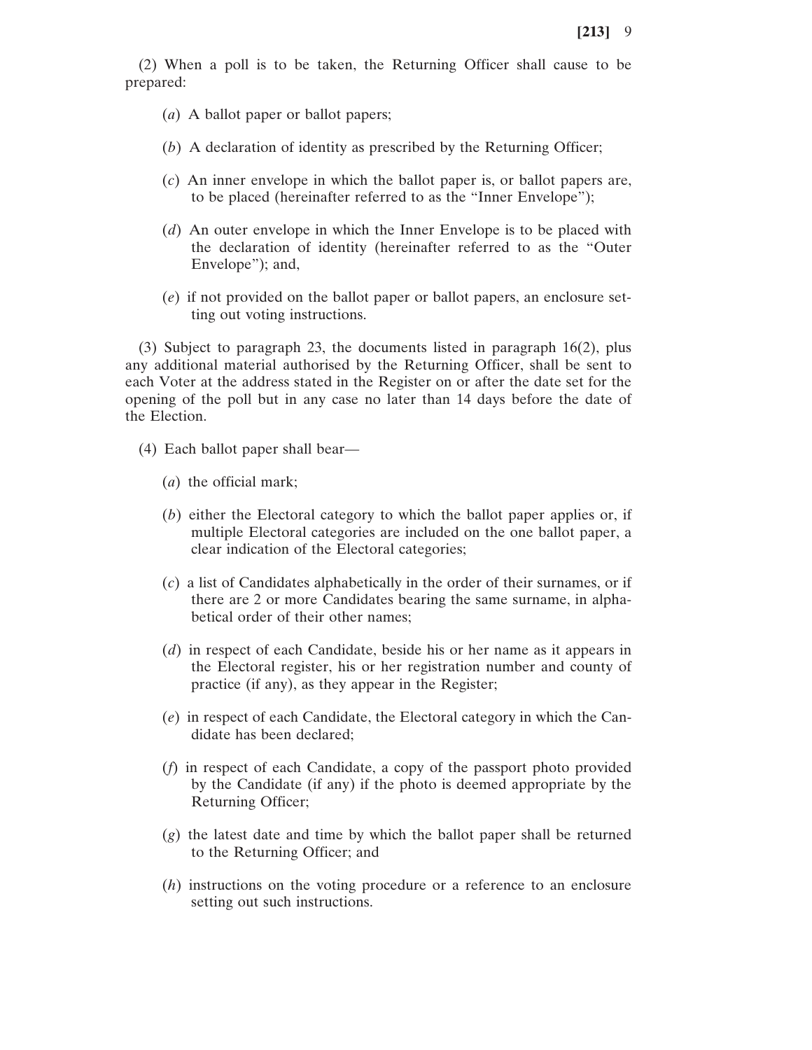(2) When a poll is to be taken, the Returning Officer shall cause to be prepared:

(*a*) A ballot paper or ballot papers;

(*b*) A declaration of identity as prescribed by the Returning Officer;

(*c*) An inner envelope in which the ballot paper is, or ballot papers are, to be placed (hereinafter referred to as the "Inner Envelope");

(*d*) An outer envelope in which the Inner Envelope is to be placed with the declaration of identity (hereinafter referred to as the "Outer Envelope"); and,

(*e*) if not provided on the ballot paper or ballot papers, an enclosure setting out voting instructions.

(3) Subject to paragraph 23, the documents listed in paragraph 16(2), plus any additional material authorised by the Returning Officer, shall be sent to each Voter at the address stated in the Register on or after the date set for the opening of the poll but in any case no later than 14 days before the date of the Election.

(4) Each ballot paper shall bear—

(*a*) the official mark;

(*b*) either the Electoral category to which the ballot paper applies or, if multiple Electoral categories are included on the one ballot paper, a clear indication of the Electoral categories;

(*c*) a list of Candidates alphabetically in the order of their surnames, or if there are 2 or more Candidates bearing the same surname, in alphabetical order of their other names;

(*d*) in respect of each Candidate, beside his or her name as it appears in the Electoral register, his or her registration number and county of practice (if any), as they appear in the Register;

(*e*) in respect of each Candidate, the Electoral category in which the Candidate has been declared;

(*f*) in respect of each Candidate, a copy of the passport photo provided by the Candidate (if any) if the photo is deemed appropriate by the Returning Officer;

(*g*) the latest date and time by which the ballot paper shall be returned to the Returning Officer; and

(*h*) instructions on the voting procedure or a reference to an enclosure setting out such instructions.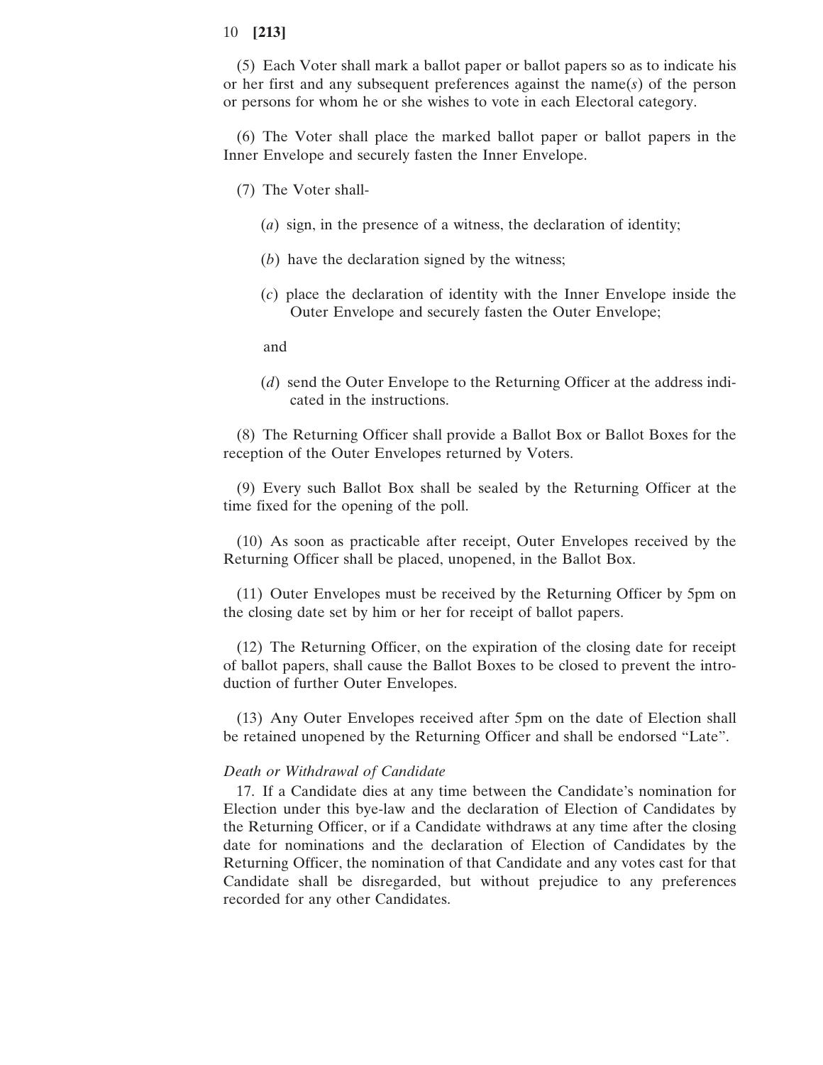(5) Each Voter shall mark a ballot paper or ballot papers so as to indicate his or her first and any subsequent preferences against the name(*s*) of the person or persons for whom he or she wishes to vote in each Electoral category.

(6) The Voter shall place the marked ballot paper or ballot papers in the Inner Envelope and securely fasten the Inner Envelope.

(7) The Voter shall-

(*a*) sign, in the presence of a witness, the declaration of identity;

(*b*) have the declaration signed by the witness;

(*c*) place the declaration of identity with the Inner Envelope inside the Outer Envelope and securely fasten the Outer Envelope;

and

(*d*) send the Outer Envelope to the Returning Officer at the address indicated in the instructions.

(8) The Returning Officer shall provide a Ballot Box or Ballot Boxes for the reception of the Outer Envelopes returned by Voters.

(9) Every such Ballot Box shall be sealed by the Returning Officer at the time fixed for the opening of the poll.

(10) As soon as practicable after receipt, Outer Envelopes received by the Returning Officer shall be placed, unopened, in the Ballot Box.

(11) Outer Envelopes must be received by the Returning Officer by 5pm on the closing date set by him or her for receipt of ballot papers.

(12) The Returning Officer, on the expiration of the closing date for receipt of ballot papers, shall cause the Ballot Boxes to be closed to prevent the introduction of further Outer Envelopes.

(13) Any Outer Envelopes received after 5pm on the date of Election shall be retained unopened by the Returning Officer and shall be endorsed "Late".

*Death or Withdrawal of Candidate*

17. If a Candidate dies at any time between the Candidate's nomination for Election under this bye-law and the declaration of Election of Candidates by the Returning Officer, or if a Candidate withdraws at any time after the closing date for nominations and the declaration of Election of Candidates by the Returning Officer, the nomination of that Candidate and any votes cast for that Candidate shall be disregarded, but without prejudice to any preferences recorded for any other Candidates.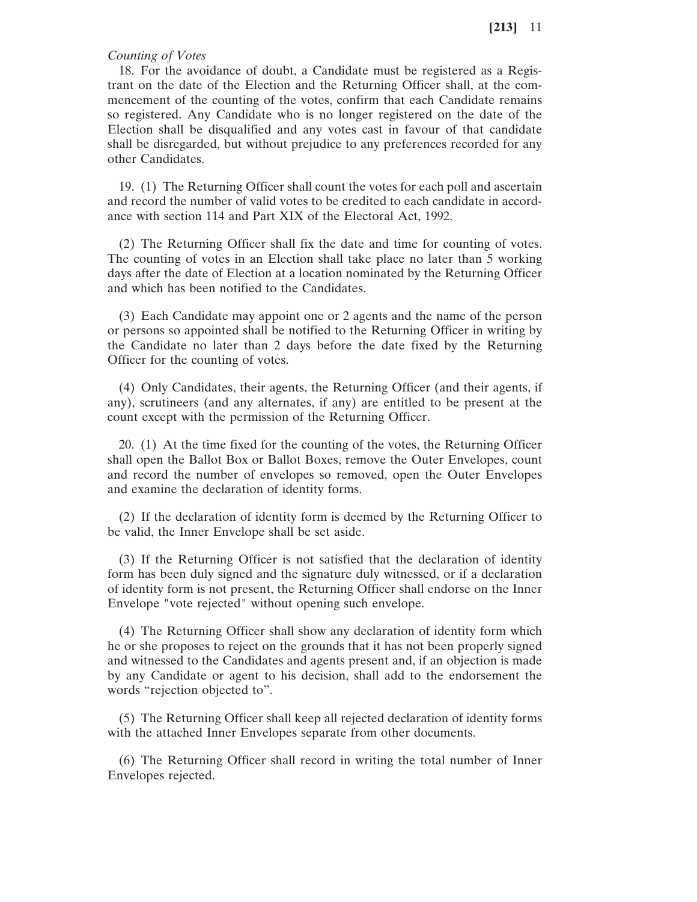*Counting of Votes*

18. For the avoidance of doubt, a Candidate must be registered as a Registrant on the date of the Election and the Returning Officer shall, at the commencement of the counting of the votes, confirm that each Candidate remains so registered. Any Candidate who is no longer registered on the date of the Election shall be disqualified and any votes cast in favour of that candidate shall be disregarded, but without prejudice to any preferences recorded for any other Candidates.

19. (1) The Returning Officer shall count the votes for each poll and ascertain and record the number of valid votes to be credited to each candidate in accordance with section 114 and Part XIX of the Electoral Act, 1992.

(2) The Returning Officer shall fix the date and time for counting of votes. The counting of votes in an Election shall take place no later than 5 working days after the date of Election at a location nominated by the Returning Officer and which has been notified to the Candidates.

(3) Each Candidate may appoint one or 2 agents and the name of the person or persons so appointed shall be notified to the Returning Officer in writing by the Candidate no later than 2 days before the date fixed by the Returning Officer for the counting of votes.

(4) Only Candidates, their agents, the Returning Officer (and their agents, if any), scrutineers (and any alternates, if any) are entitled to be present at the count except with the permission of the Returning Officer.

20. (1) At the time fixed for the counting of the votes, the Returning Officer shall open the Ballot Box or Ballot Boxes, remove the Outer Envelopes, count and record the number of envelopes so removed, open the Outer Envelopes and examine the declaration of identity forms.

(2) If the declaration of identity form is deemed by the Returning Officer to be valid, the Inner Envelope shall be set aside.

(3) If the Returning Officer is not satisfied that the declaration of identity form has been duly signed and the signature duly witnessed, or if a declaration of identity form is not present, the Returning Officer shall endorse on the Inner Envelope "vote rejected" without opening such envelope.

(4) The Returning Officer shall show any declaration of identity form which he or she proposes to reject on the grounds that it has not been properly signed and witnessed to the Candidates and agents present and, if an objection is made by any Candidate or agent to his decision, shall add to the endorsement the words "rejection objected to".

(5) The Returning Officer shall keep all rejected declaration of identity forms with the attached Inner Envelopes separate from other documents.

(6) The Returning Officer shall record in writing the total number of Inner Envelopes rejected.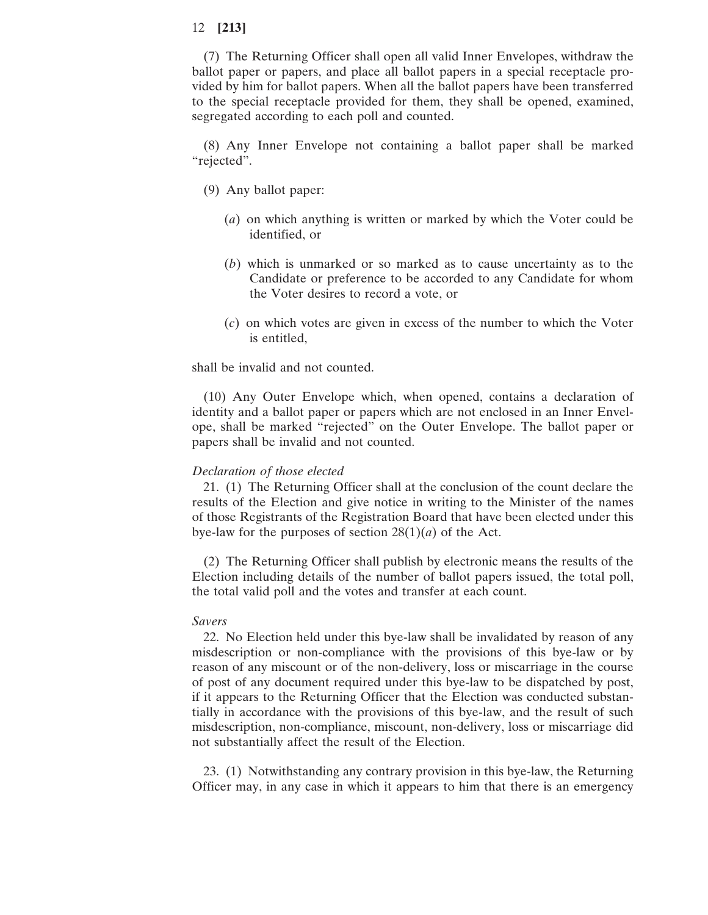(7) The Returning Officer shall open all valid Inner Envelopes, withdraw the ballot paper or papers, and place all ballot papers in a special receptacle provided by him for ballot papers. When all the ballot papers have been transferred to the special receptacle provided for them, they shall be opened, examined, segregated according to each poll and counted.

(8) Any Inner Envelope not containing a ballot paper shall be marked "rejected".

(9) Any ballot paper:

(*a*) on which anything is written or marked by which the Voter could be identified, or

(*b*) which is unmarked or so marked as to cause uncertainty as to the Candidate or preference to be accorded to any Candidate for whom the Voter desires to record a vote, or

(*c*) on which votes are given in excess of the number to which the Voter is entitled,

shall be invalid and not counted.

(10) Any Outer Envelope which, when opened, contains a declaration of identity and a ballot paper or papers which are not enclosed in an Inner Envelope, shall be marked "rejected" on the Outer Envelope. The ballot paper or papers shall be invalid and not counted.

*Declaration of those elected*

21. (1) The Returning Officer shall at the conclusion of the count declare the results of the Election and give notice in writing to the Minister of the names of those Registrants of the Registration Board that have been elected under this bye-law for the purposes of section 28(1)(*a*) of the Act.

(2) The Returning Officer shall publish by electronic means the results of the Election including details of the number of ballot papers issued, the total poll, the total valid poll and the votes and transfer at each count.

*Savers*

22. No Election held under this bye-law shall be invalidated by reason of any misdescription or non-compliance with the provisions of this bye-law or by reason of any miscount or of the non-delivery, loss or miscarriage in the course of post of any document required under this bye-law to be dispatched by post, if it appears to the Returning Officer that the Election was conducted substantially in accordance with the provisions of this bye-law, and the result of such misdescription, non-compliance, miscount, non-delivery, loss or miscarriage did not substantially affect the result of the Election.

23. (1) Notwithstanding any contrary provision in this bye-law, the Returning Officer may, in any case in which it appears to him that there is an emergency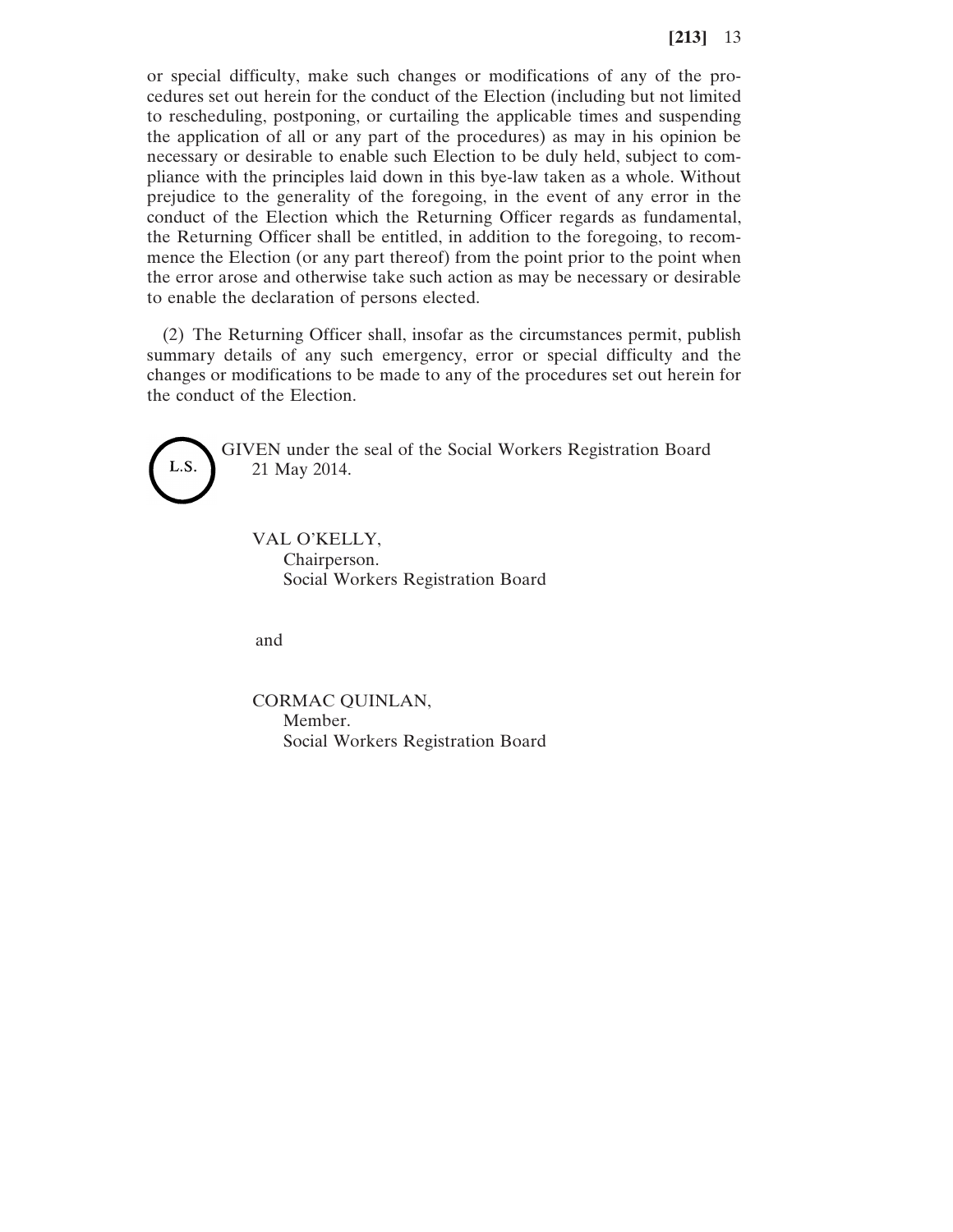or special difficulty, make such changes or modifications of any of the procedures set out herein for the conduct of the Election (including but not limited to rescheduling, postponing, or curtailing the applicable times and suspending the application of all or any part of the procedures) as may in his opinion be necessary or desirable to enable such Election to be duly held, subject to compliance with the principles laid down in this bye-law taken as a whole. Without prejudice to the generality of the foregoing, in the event of any error in the conduct of the Election which the Returning Officer regards as fundamental, the Returning Officer shall be entitled, in addition to the foregoing, to recommence the Election (or any part thereof) from the point prior to the point when the error arose and otherwise take such action as may be necessary or desirable to enable the declaration of persons elected.

(2) The Returning Officer shall, insofar as the circumstances permit, publish summary details of any such emergency, error or special difficulty and the changes or modifications to be made to any of the procedures set out herein for the conduct of the Election.

L.S.

GIVEN under the seal of the Social Workers Registration Board
21 May 2014.

VAL O'KELLY,
Chairperson.
Social Workers Registration Board

and

CORMAC QUINLAN,
Member.
Social Workers Registration Board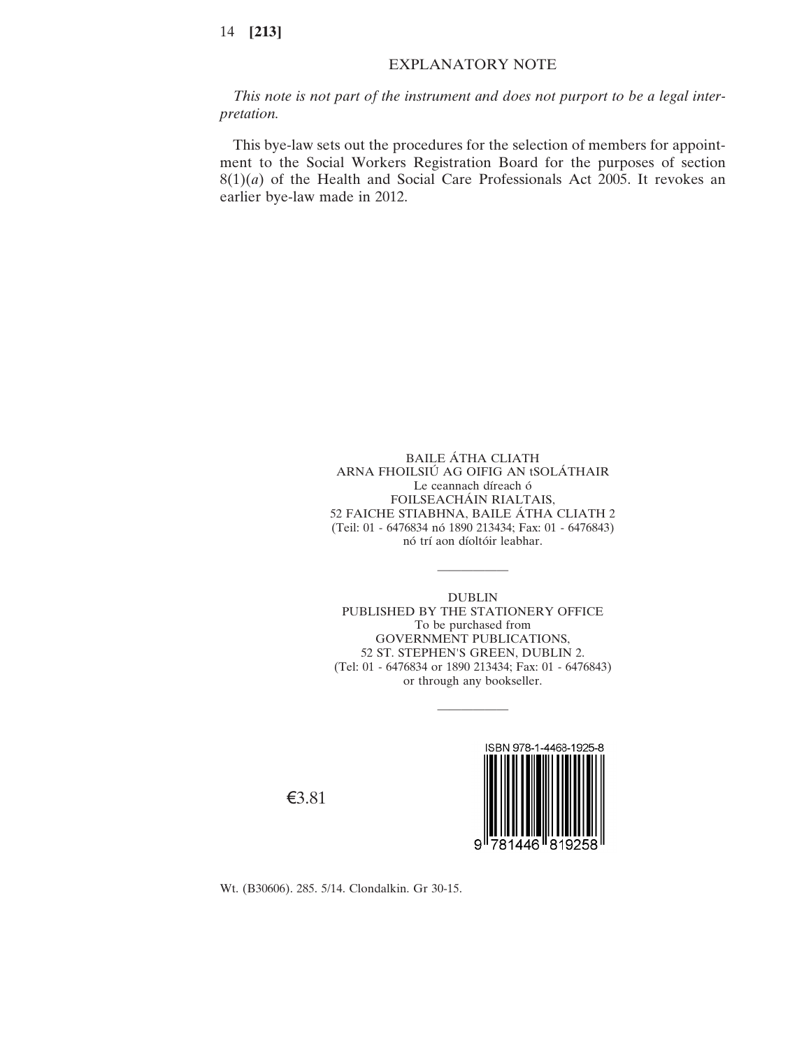## EXPLANATORY NOTE

*This note is not part of the instrument and does not purport to be a legal interpretation.*

This bye-law sets out the procedures for the selection of members for appointment to the Social Workers Registration Board for the purposes of section 8(1)(*a*) of the Health and Social Care Professionals Act 2005. It revokes an earlier bye-law made in 2012.

BAILE ÁTHA CLIATH
ARNA FHOILSIÚ AG OIFIG AN tSOLÁTHAIR
Le ceannach díreach ó
FOILSEACHÁIN RIALTAIS,
52 FAICHE STIABHNA, BAILE ÁTHA CLIATH 2
(Teil: 01 - 6476834 nó 1890 213434; Fax: 01 - 6476843)
nó trí aon díoltóir leabhar.

---

DUBLIN
PUBLISHED BY THE STATIONERY OFFICE
To be purchased from
GOVERNMENT PUBLICATIONS,
52 ST. STEPHEN'S GREEN, DUBLIN 2.
(Tel: 01 - 6476834 or 1890 213434; Fax: 01 - 6476843)
or through any bookseller.

---

€3.81

ISBN 978-1-4468-1925-8

9 781446 819258

Wt. (B30606). 285. 5/14. Clondalkin. Gr 30-15.